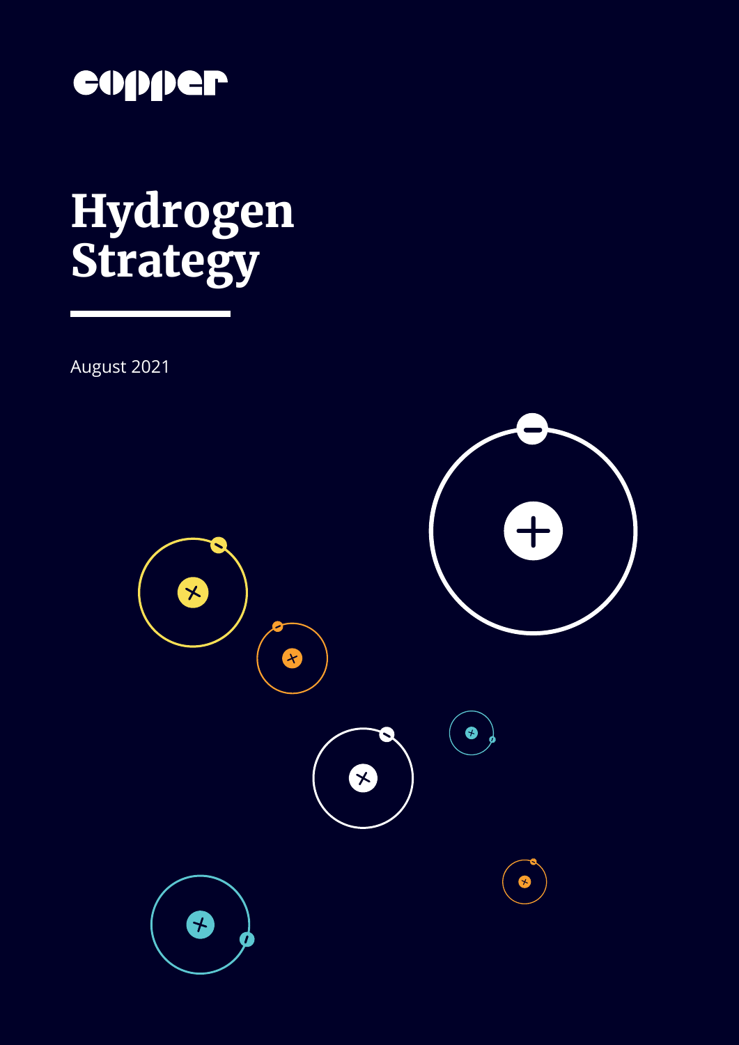copper

# Hydrogen Strategy

August 2021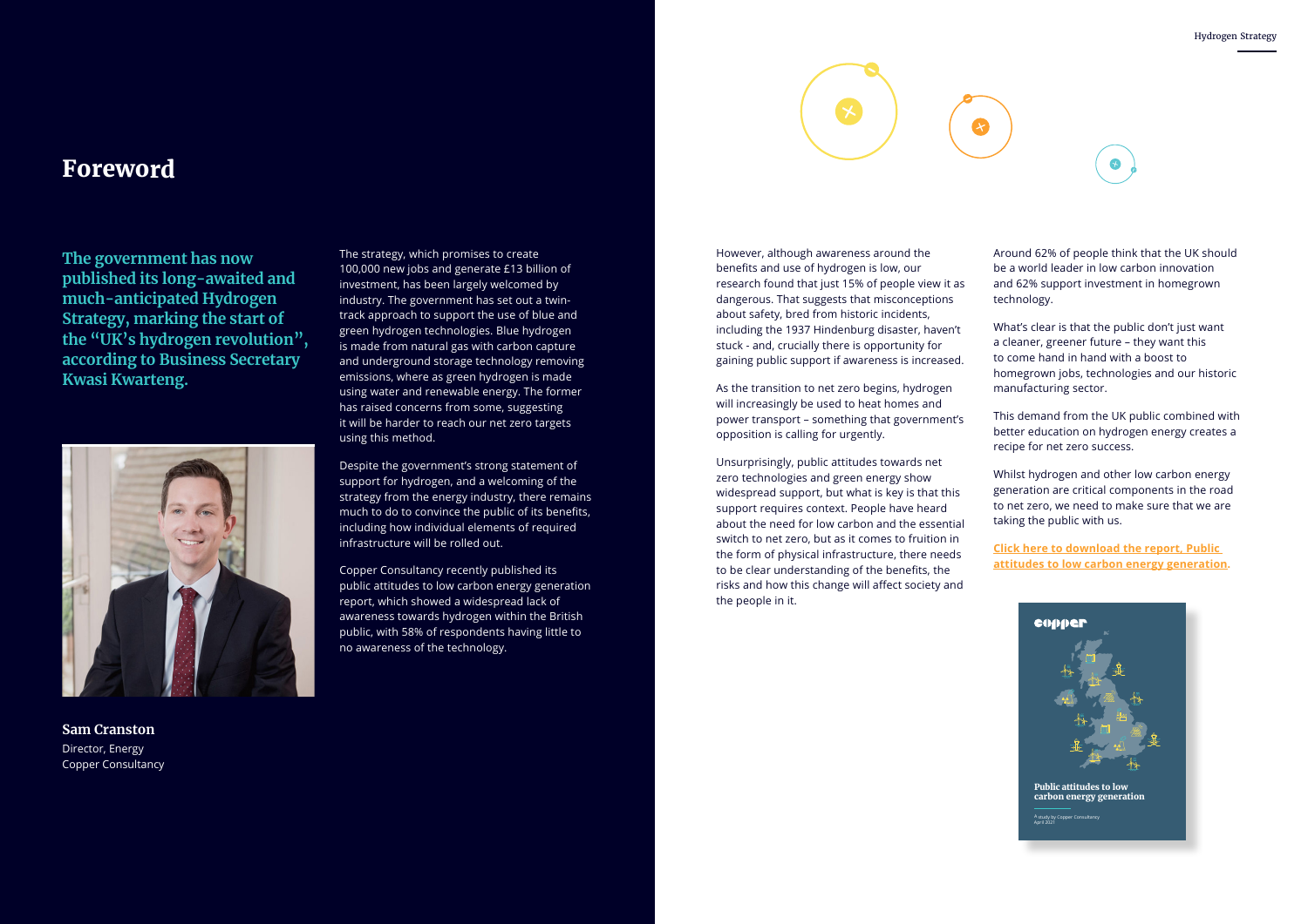# Foreword

**The government has now published its long-awaited and much-anticipated Hydrogen Strategy, marking the start of the "UK's hydrogen revolution", according to Business Secretary Kwasi Kwarteng.**

**Sam Cranston**
Director, Energy
Copper Consultancy

The strategy, which promises to create 100,000 new jobs and generate £13 billion of investment, has been largely welcomed by industry. The government has set out a twin-track approach to support the use of blue and green hydrogen technologies. Blue hydrogen is made from natural gas with carbon capture and underground storage technology removing emissions, where as green hydrogen is made using water and renewable energy. The former has raised concerns from some, suggesting it will be harder to reach our net zero targets using this method.

Despite the government's strong statement of support for hydrogen, and a welcoming of the strategy from the energy industry, there remains much to do to convince the public of its benefits, including how individual elements of required infrastructure will be rolled out.

Copper Consultancy recently published its public attitudes to low carbon energy generation report, which showed a widespread lack of awareness towards hydrogen within the British public, with 58% of respondents having little to no awareness of the technology.

However, although awareness around the benefits and use of hydrogen is low, our research found that just 15% of people view it as dangerous. That suggests that misconceptions about safety, bred from historic incidents, including the 1937 Hindenburg disaster, haven't stuck - and, crucially there is opportunity for gaining public support if awareness is increased.

As the transition to net zero begins, hydrogen will increasingly be used to heat homes and power transport – something that government's opposition is calling for urgently.

Unsurprisingly, public attitudes towards net zero technologies and green energy show widespread support, but what is key is that this support requires context. People have heard about the need for low carbon and the essential switch to net zero, but as it comes to fruition in the form of physical infrastructure, there needs to be clear understanding of the benefits, the risks and how this change will affect society and the people in it.

Around 62% of people think that the UK should be a world leader in low carbon innovation and 62% support investment in homegrown technology.

What's clear is that the public don't just want a cleaner, greener future – they want this to come hand in hand with a boost to homegrown jobs, technologies and our historic manufacturing sector.

This demand from the UK public combined with better education on hydrogen energy creates a recipe for net zero success.

Whilst hydrogen and other low carbon energy generation are critical components in the road to net zero, we need to make sure that we are taking the public with us.

**Click here to download the report, Public attitudes to low carbon energy generation.**

copper

**Public attitudes to low carbon energy generation**

A study by Copper Consultancy
April 2021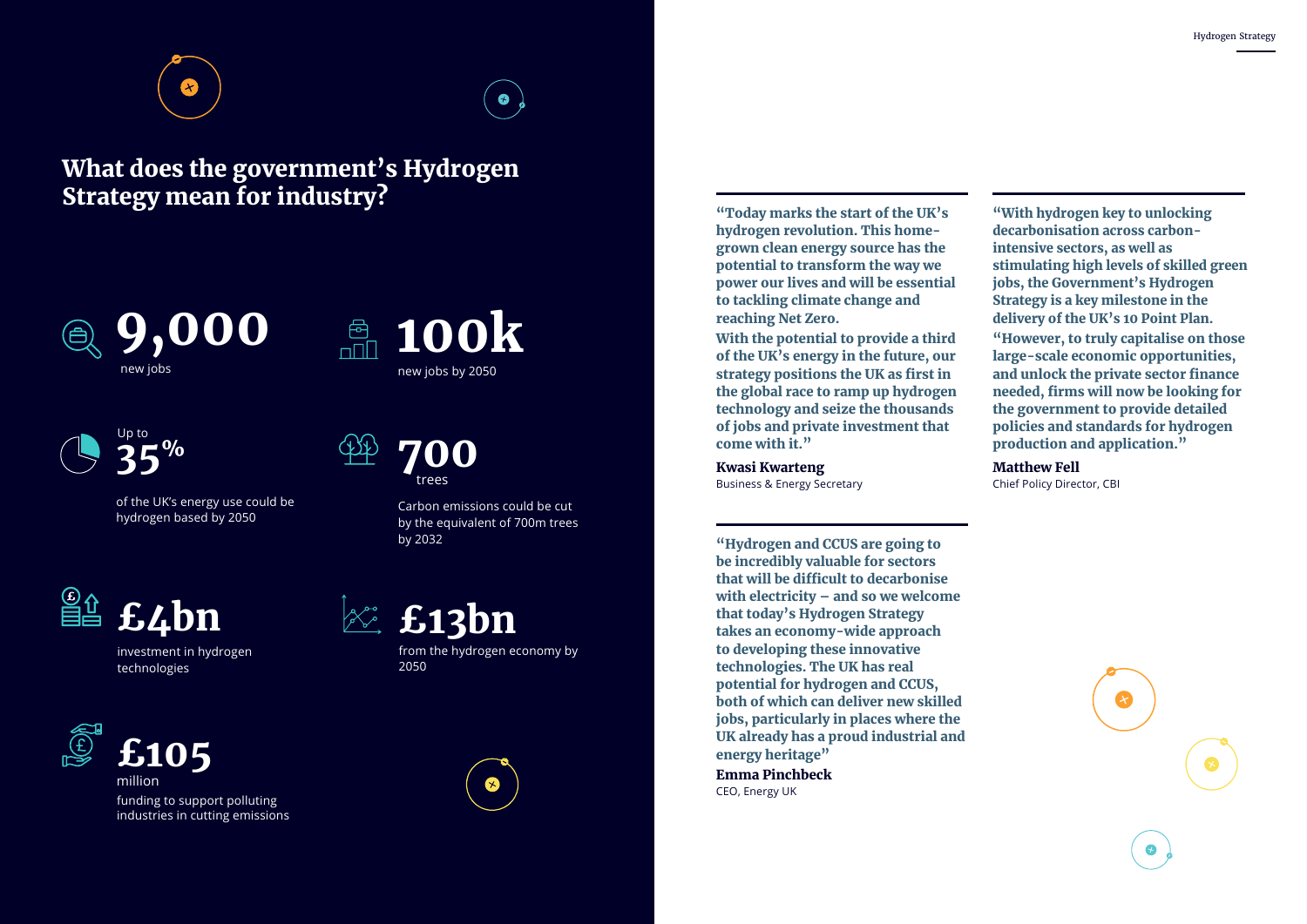## What does the government's Hydrogen Strategy mean for industry?

**9,000**
new jobs

**100k**
new jobs by 2050

Up to
**35%**
of the UK's energy use could be hydrogen based by 2050

**700**
trees
Carbon emissions could be cut by the equivalent of 700m trees by 2032

**£4bn**
investment in hydrogen technologies

**£13bn**
from the hydrogen economy by 2050

**£105**
million
funding to support polluting industries in cutting emissions

**"Today marks the start of the UK's hydrogen revolution. This home-grown clean energy source has the potential to transform the way we power our lives and will be essential to tackling climate change and reaching Net Zero.**

**With the potential to provide a third of the UK's energy in the future, our strategy positions the UK as first in the global race to ramp up hydrogen technology and seize the thousands of jobs and private investment that come with it."**

**Kwasi Kwarteng**
Business & Energy Secretary

**"Hydrogen and CCUS are going to be incredibly valuable for sectors that will be difficult to decarbonise with electricity – and so we welcome that today's Hydrogen Strategy takes an economy-wide approach to developing these innovative technologies. The UK has real potential for hydrogen and CCUS, both of which can deliver new skilled jobs, particularly in places where the UK already has a proud industrial and energy heritage"**

**Emma Pinchbeck**
CEO, Energy UK

**"With hydrogen key to unlocking decarbonisation across carbon-intensive sectors, as well as stimulating high levels of skilled green jobs, the Government's Hydrogen Strategy is a key milestone in the delivery of the UK's 10 Point Plan.**

**"However, to truly capitalise on those large-scale economic opportunities, and unlock the private sector finance needed, firms will now be looking for the government to provide detailed policies and standards for hydrogen production and application."**

**Matthew Fell**
Chief Policy Director, CBI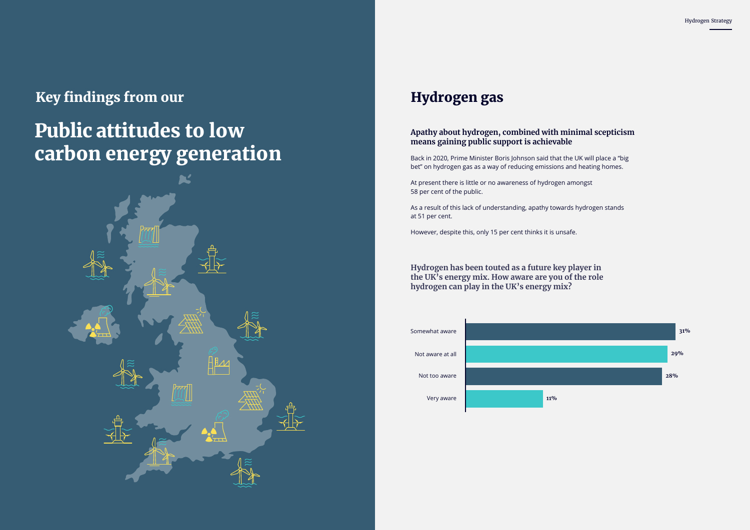## Key findings from our

# Public attitudes to low carbon energy generation

## Hydrogen gas

### Apathy about hydrogen, combined with minimal scepticism means gaining public support is achievable

Back in 2020, Prime Minister Boris Johnson said that the UK will place a "big bet" on hydrogen gas as a way of reducing emissions and heating homes.

At present there is little or no awareness of hydrogen amongst 58 per cent of the public.

As a result of this lack of understanding, apathy towards hydrogen stands at 51 per cent.

However, despite this, only 15 per cent thinks it is unsafe.

### Hydrogen has been touted as a future key player in the UK's energy mix. How aware are you of the role hydrogen can play in the UK's energy mix?

| Response | Percentage |
|---|---|
| Somewhat aware | 31% |
| Not aware at all | 29% |
| Not too aware | 28% |
| Very aware | 11% |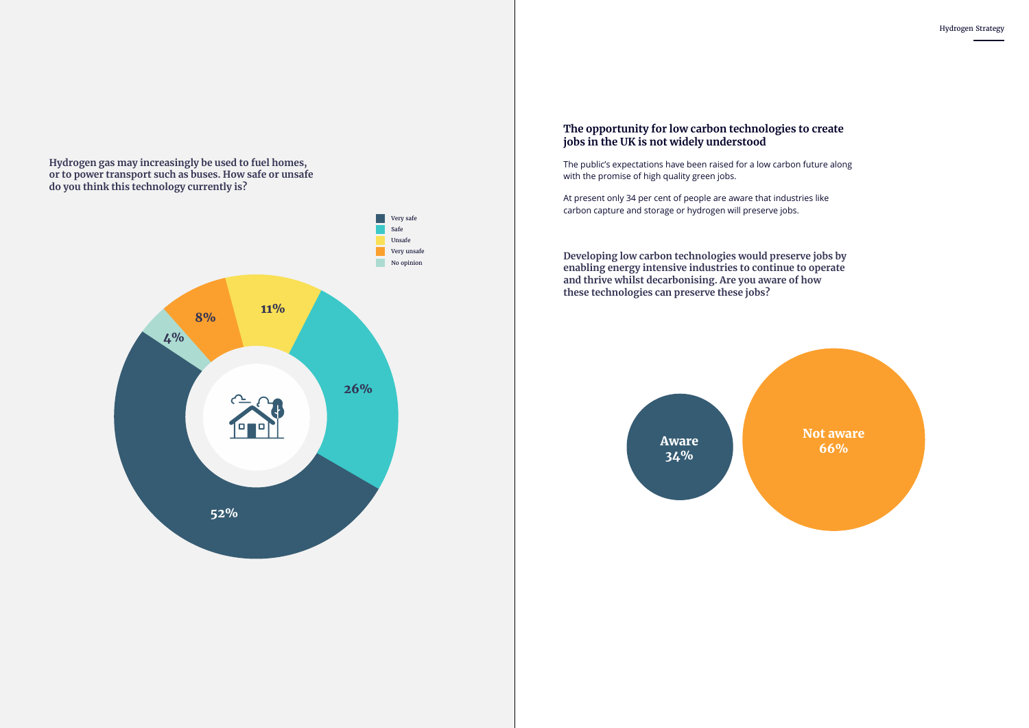**Hydrogen gas may increasingly be used to fuel homes, or to power transport such as buses. How safe or unsafe do you think this technology currently is?**

| Response | Percentage |
| --- | --- |
| Very safe | 52% |
| Safe | 26% |
| Unsafe | 11% |
| Very unsafe | 8% |
| No opinion | 4% |

## The opportunity for low carbon technologies to create jobs in the UK is not widely understood

The public's expectations have been raised for a low carbon future along with the promise of high quality green jobs.

At present only 34 per cent of people are aware that industries like carbon capture and storage or hydrogen will preserve jobs.

**Developing low carbon technologies would preserve jobs by enabling energy intensive industries to continue to operate and thrive whilst decarbonising. Are you aware of how these technologies can preserve these jobs?**

| Response | Percentage |
| --- | --- |
| Aware | 34% |
| Not aware | 66% |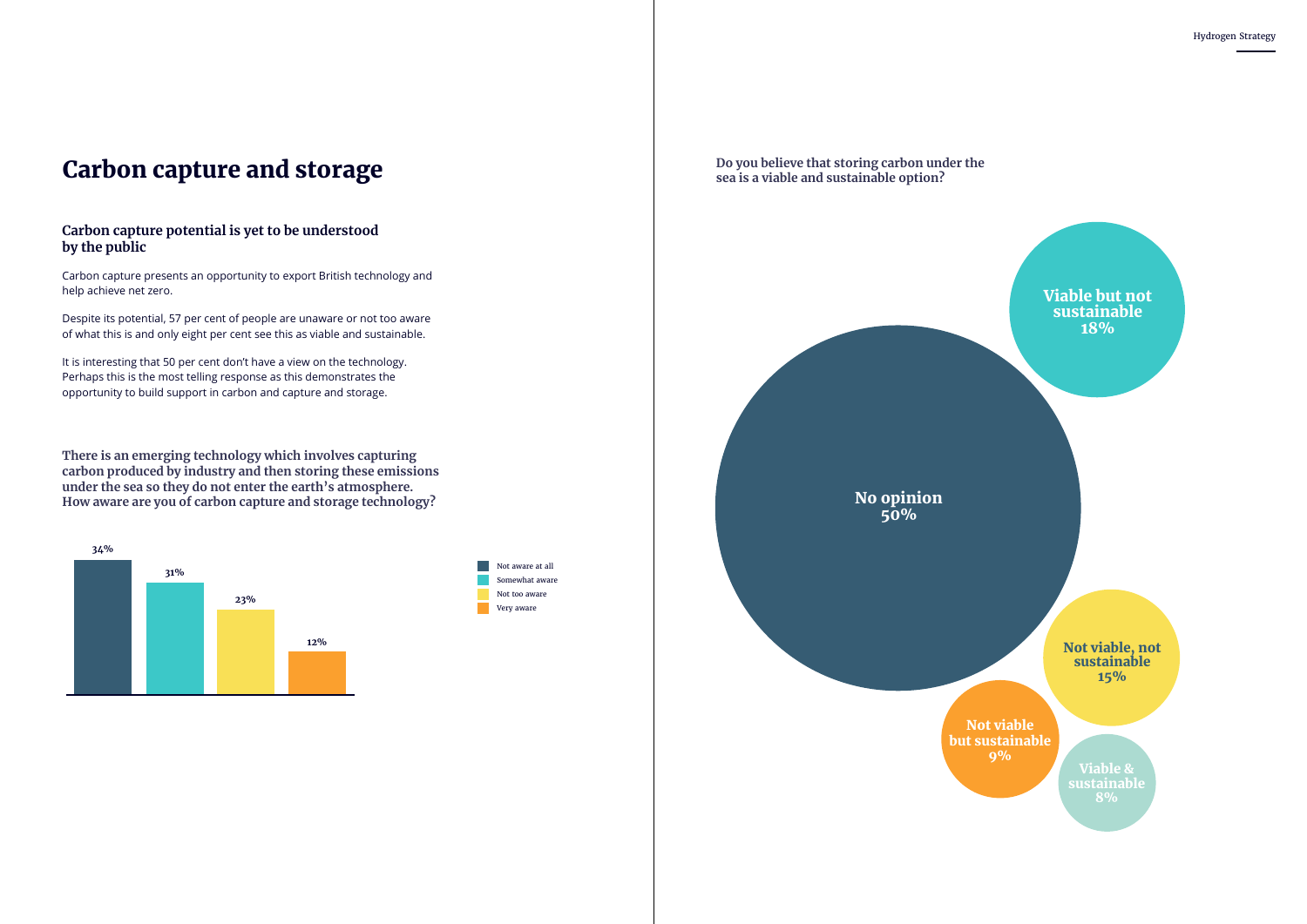# Carbon capture and storage

### Carbon capture potential is yet to be understood by the public

Carbon capture presents an opportunity to export British technology and help achieve net zero.

Despite its potential, 57 per cent of people are unaware or not too aware of what this is and only eight per cent see this as viable and sustainable.

It is interesting that 50 per cent don't have a view on the technology. Perhaps this is the most telling response as this demonstrates the opportunity to build support in carbon and capture and storage.

**There is an emerging technology which involves capturing carbon produced by industry and then storing these emissions under the sea so they do not enter the earth's atmosphere. How aware are you of carbon capture and storage technology?**

| Response | % |
| --- | --- |
| Not aware at all | 34% |
| Somewhat aware | 31% |
| Not too aware | 23% |
| Very aware | 12% |

**Do you believe that storing carbon under the sea is a viable and sustainable option?**

| Response | % |
| --- | --- |
| No opinion | 50% |
| Viable but not sustainable | 18% |
| Not viable, not sustainable | 15% |
| Not viable but sustainable | 9% |
| Viable & sustainable | 8% |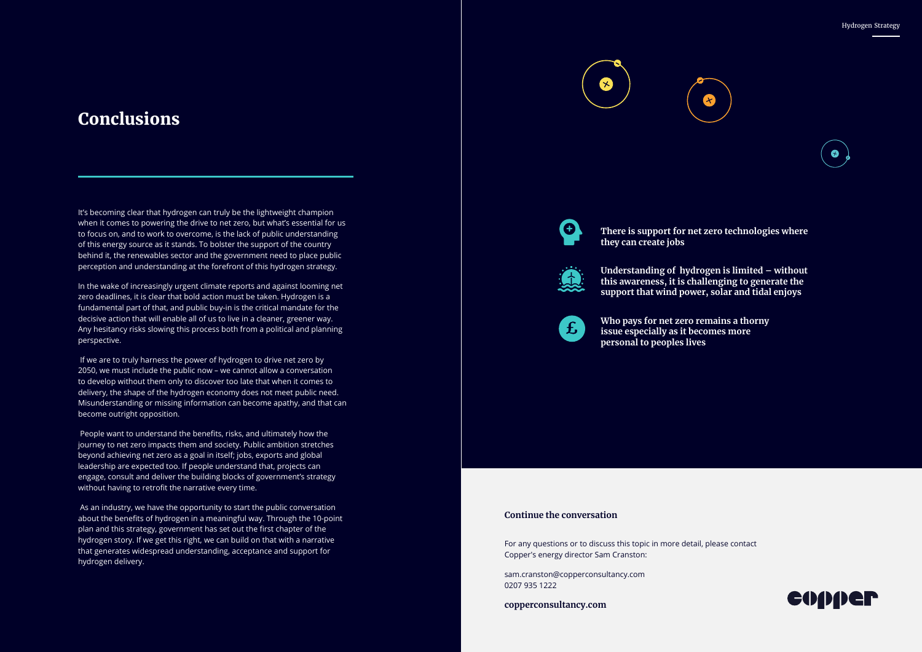# Conclusions

It's becoming clear that hydrogen can truly be the lightweight champion when it comes to powering the drive to net zero, but what's essential for us to focus on, and to work to overcome, is the lack of public understanding of this energy source as it stands. To bolster the support of the country behind it, the renewables sector and the government need to place public perception and understanding at the forefront of this hydrogen strategy.

In the wake of increasingly urgent climate reports and against looming net zero deadlines, it is clear that bold action must be taken. Hydrogen is a fundamental part of that, and public buy-in is the critical mandate for the decisive action that will enable all of us to live in a cleaner, greener way. Any hesitancy risks slowing this process both from a political and planning perspective.

If we are to truly harness the power of hydrogen to drive net zero by 2050, we must include the public now – we cannot allow a conversation to develop without them only to discover too late that when it comes to delivery, the shape of the hydrogen economy does not meet public need. Misunderstanding or missing information can become apathy, and that can become outright opposition.

People want to understand the benefits, risks, and ultimately how the journey to net zero impacts them and society. Public ambition stretches beyond achieving net zero as a goal in itself; jobs, exports and global leadership are expected too. If people understand that, projects can engage, consult and deliver the building blocks of government's strategy without having to retrofit the narrative every time.

As an industry, we have the opportunity to start the public conversation about the benefits of hydrogen in a meaningful way. Through the 10-point plan and this strategy, government has set out the first chapter of the hydrogen story. If we get this right, we can build on that with a narrative that generates widespread understanding, acceptance and support for hydrogen delivery.

**There is support for net zero technologies where they can create jobs**

**Understanding of hydrogen is limited – without this awareness, it is challenging to generate the support that wind power, solar and tidal enjoys**

**Who pays for net zero remains a thorny issue especially as it becomes more personal to peoples lives**

**Continue the conversation**

For any questions or to discuss this topic in more detail, please contact Copper's energy director Sam Cranston:

sam.cranston@copperconsultancy.com
0207 935 1222

**copperconsultancy.com**

copper